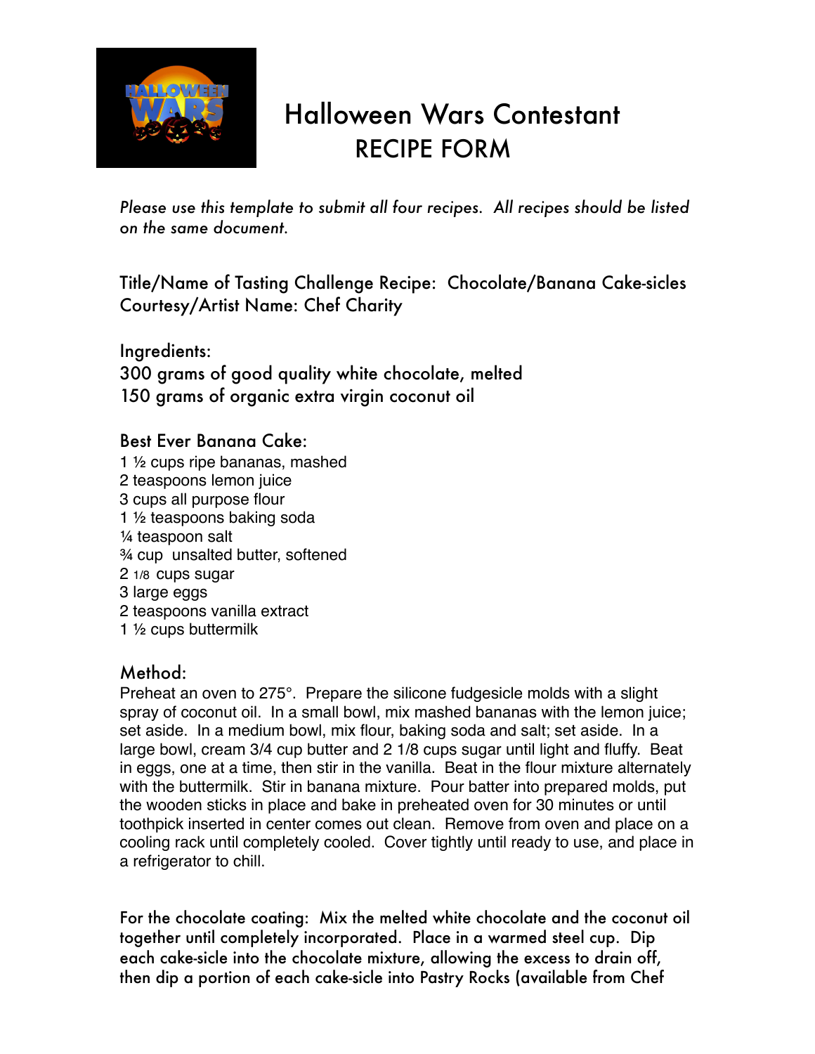# Halloween Wars Contestant RECIPE FORM

*Please use this template to submit all four recipes. All recipes should be listed on the same document.*

Title/Name of Tasting Challenge Recipe: Chocolate/Banana Cake-sicles
Courtesy/Artist Name: Chef Charity

Ingredients:
300 grams of good quality white chocolate, melted
150 grams of organic extra virgin coconut oil

Best Ever Banana Cake:
1 ½ cups ripe bananas, mashed
2 teaspoons lemon juice
3 cups all purpose flour
1 ½ teaspoons baking soda
¼ teaspoon salt
¾ cup unsalted butter, softened
2 1/8 cups sugar
3 large eggs
2 teaspoons vanilla extract
1 ½ cups buttermilk

Method:
Preheat an oven to 275°. Prepare the silicone fudgesicle molds with a slight spray of coconut oil. In a small bowl, mix mashed bananas with the lemon juice; set aside. In a medium bowl, mix flour, baking soda and salt; set aside. In a large bowl, cream 3/4 cup butter and 2 1/8 cups sugar until light and fluffy. Beat in eggs, one at a time, then stir in the vanilla. Beat in the flour mixture alternately with the buttermilk. Stir in banana mixture. Pour batter into prepared molds, put the wooden sticks in place and bake in preheated oven for 30 minutes or until toothpick inserted in center comes out clean. Remove from oven and place on a cooling rack until completely cooled. Cover tightly until ready to use, and place in a refrigerator to chill.

For the chocolate coating: Mix the melted white chocolate and the coconut oil together until completely incorporated. Place in a warmed steel cup. Dip each cake-sicle into the chocolate mixture, allowing the excess to drain off, then dip a portion of each cake-sicle into Pastry Rocks (available from Chef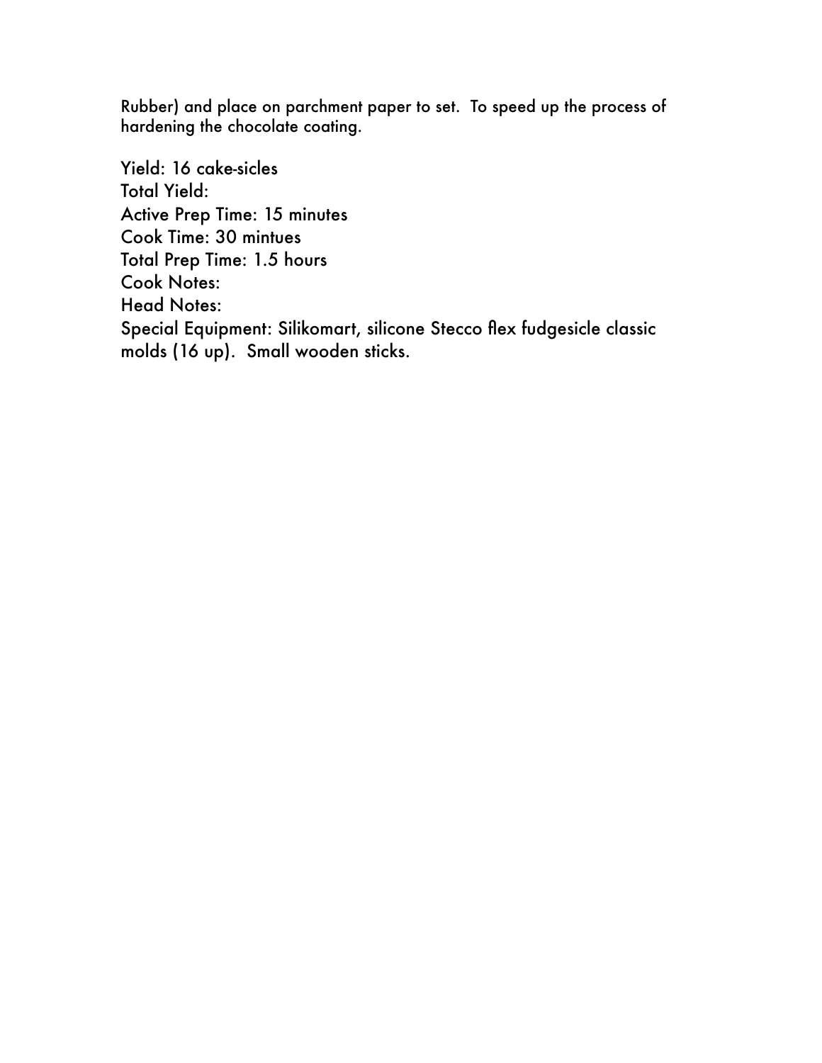Rubber) and place on parchment paper to set.  To speed up the process of hardening the chocolate coating.

Yield: 16 cake-sicles
Total Yield:
Active Prep Time: 15 minutes
Cook Time: 30 mintues
Total Prep Time: 1.5 hours
Cook Notes:
Head Notes:
Special Equipment: Silikomart, silicone Stecco flex fudgesicle classic molds (16 up).  Small wooden sticks.